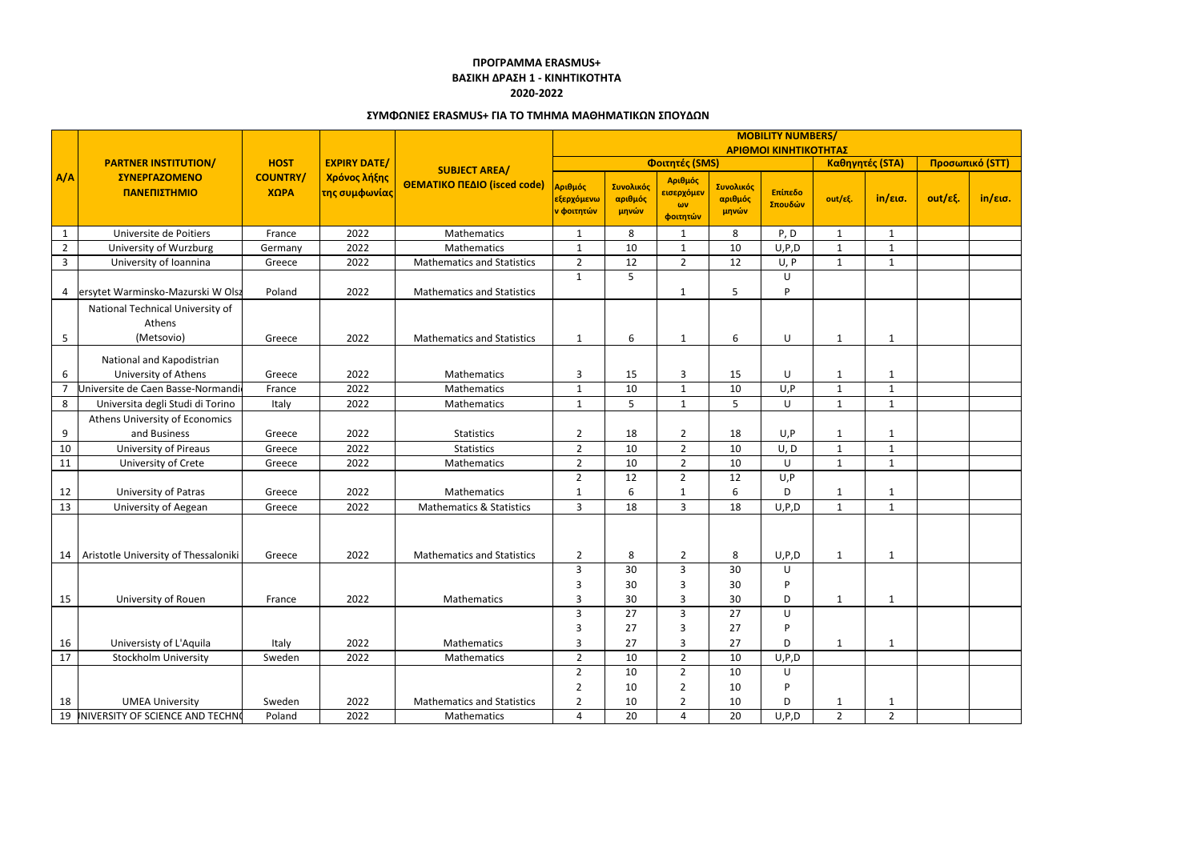**ΠΡΟΓΡΑΜΜΑ ERASMUS+**
**ΒΑΣΙΚΗ ΔΡΑΣΗ 1 - ΚΙΝΗΤΙΚΟΤΗΤΑ**
**2020-2022**

**ΣΥΜΦΩΝΙΕΣ ERASMUS+ ΓΙΑ ΤΟ ΤΜΗΜΑ ΜΑΘΗΜΑΤΙΚΩΝ ΣΠΟΥΔΩΝ**

| A/A | PARTNER INSTITUTION/ ΣΥΝΕΡΓΑΖΟΜΕΝΟ ΠΑΝΕΠΙΣΤΗΜΙΟ | HOST COUNTRY/ ΧΩΡΑ | EXPIRY DATE/ Χρόνος λήξης της συμφωνίας | SUBJECT AREA/ ΘΕΜΑΤΙΚΟ ΠΕΔΙΟ (isced code) | MOBILITY NUMBERS/ ΑΡΙΘΜΟΙ ΚΙΝΗΤΙΚΟΤΗΤΑΣ | | | | | | | | |
|---|---|---|---|---|---|---|---|---|---|---|---|---|---|
| | | | | | Φοιτητές (SMS) | | | | | Καθηγητές (STA) | | Προσωπικό (STT) | |
| | | | | | Αριθμός εξερχόμενων φοιτητών | Συνολικός αριθμός μηνών | Αριθμός εισερχόμενων φοιτητών | Συνολικός αριθμός μηνών | Επίπεδο Σπουδών | out/εξ. | in/εισ. | out/εξ. | in/εισ. |
| 1 | Universite de Poitiers | France | 2022 | Mathematics | 1 | 8 | 1 | 8 | P, D | 1 | 1 | | |
| 2 | University of Wurzburg | Germany | 2022 | Mathematics | 1 | 10 | 1 | 10 | U,P,D | 1 | 1 | | |
| 3 | University of Ioannina | Greece | 2022 | Mathematics and Statistics | 2 | 12 | 2 | 12 | U, P | 1 | 1 | | |
| 4 | ersytet Warminsko-Mazurski W Olsz | Poland | 2022 | Mathematics and Statistics | 1 | 5 | | | U | | | | |
| | | | | | | | 1 | 5 | P | | | | |
| 5 | National Technical University of Athens (Metsovio) | Greece | 2022 | Mathematics and Statistics | 1 | 6 | 1 | 6 | U | 1 | 1 | | |
| 6 | National and Kapodistrian University of Athens | Greece | 2022 | Mathematics | 3 | 15 | 3 | 15 | U | 1 | 1 | | |
| 7 | Universite de Caen Basse-Normandi | France | 2022 | Mathematics | 1 | 10 | 1 | 10 | U,P | 1 | 1 | | |
| 8 | Universita degli Studi di Torino | Italy | 2022 | Mathematics | 1 | 5 | 1 | 5 | U | 1 | 1 | | |
| 9 | Athens University of Economics and Business | Greece | 2022 | Statistics | 2 | 18 | 2 | 18 | U,P | 1 | 1 | | |
| 10 | University of Pireaus | Greece | 2022 | Statistics | 2 | 10 | 2 | 10 | U, D | 1 | 1 | | |
| 11 | University of Crete | Greece | 2022 | Mathematics | 2 | 10 | 2 | 10 | U | 1 | 1 | | |
| 12 | University of Patras | Greece | 2022 | Mathematics | 2 | 12 | 2 | 12 | U,P | | | | |
| | | | | | 1 | 6 | 1 | 6 | D | 1 | 1 | | |
| 13 | University of Aegean | Greece | 2022 | Mathematics & Statistics | 3 | 18 | 3 | 18 | U,P,D | 1 | 1 | | |
| 14 | Aristotle University of Thessaloniki | Greece | 2022 | Mathematics and Statistics | 2 | 8 | 2 | 8 | U,P,D | 1 | 1 | | |
| 15 | University of Rouen | France | 2022 | Mathematics | 3 | 30 | 3 | 30 | U | | | | |
| | | | | | 3 | 30 | 3 | 30 | P | | | | |
| | | | | | 3 | 30 | 3 | 30 | D | 1 | 1 | | |
| 16 | Universisty of L'Aquila | Italy | 2022 | Mathematics | 3 | 27 | 3 | 27 | U | | | | |
| | | | | | 3 | 27 | 3 | 27 | P | | | | |
| | | | | | 3 | 27 | 3 | 27 | D | 1 | 1 | | |
| 17 | Stockholm University | Sweden | 2022 | Mathematics | 2 | 10 | 2 | 10 | U,P,D | | | | |
| 18 | UMEA University | Sweden | 2022 | Mathematics and Statistics | 2 | 10 | 2 | 10 | U | | | | |
| | | | | | 2 | 10 | 2 | 10 | P | | | | |
| | | | | | 2 | 10 | 2 | 10 | D | 1 | 1 | | |
| 19 | NIVERSITY OF SCIENCE AND TECHNO | Poland | 2022 | Mathematics | 4 | 20 | 4 | 20 | U,P,D | 2 | 2 | | |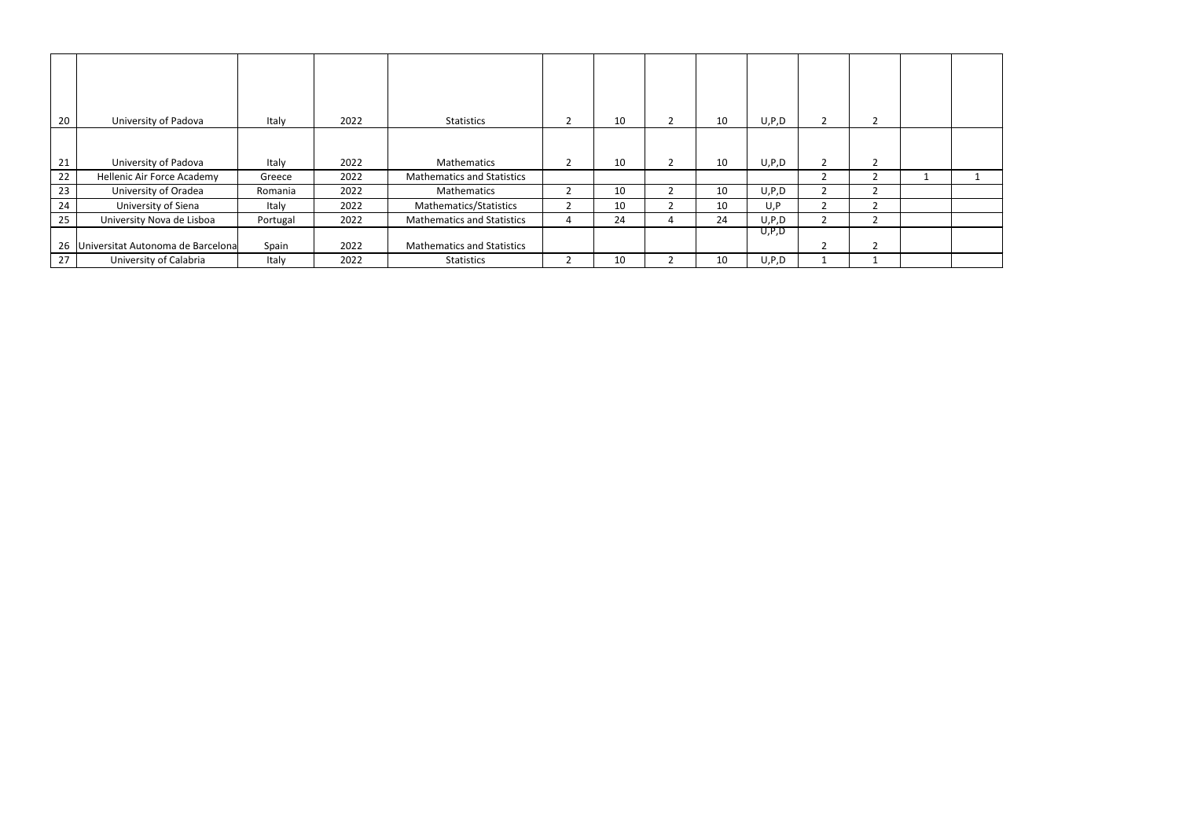| | | | | | | | | | | | | | |
|---|---|---|---|---|---|---|---|---|---|---|---|---|---|
| 20 | University of Padova | Italy | 2022 | Statistics | 2 | 10 | 2 | 10 | U,P,D | 2 | 2 | | |
| 21 | University of Padova | Italy | 2022 | Mathematics | 2 | 10 | 2 | 10 | U,P,D | 2 | 2 | | |
| 22 | Hellenic Air Force Academy | Greece | 2022 | Mathematics and Statistics | | | | | | 2 | 2 | 1 | 1 |
| 23 | University of Oradea | Romania | 2022 | Mathematics | 2 | 10 | 2 | 10 | U,P,D | 2 | 2 | | |
| 24 | University of Siena | Italy | 2022 | Mathematics/Statistics | 2 | 10 | 2 | 10 | U,P | 2 | 2 | | |
| 25 | University Nova de Lisboa | Portugal | 2022 | Mathematics and Statistics | 4 | 24 | 4 | 24 | U,P,D | 2 | 2 | | |
| 26 | Universitat Autonoma de Barcelona | Spain | 2022 | Mathematics and Statistics | | | | | U,P,D | 2 | 2 | | |
| 27 | University of Calabria | Italy | 2022 | Statistics | 2 | 10 | 2 | 10 | U,P,D | 1 | 1 | | |